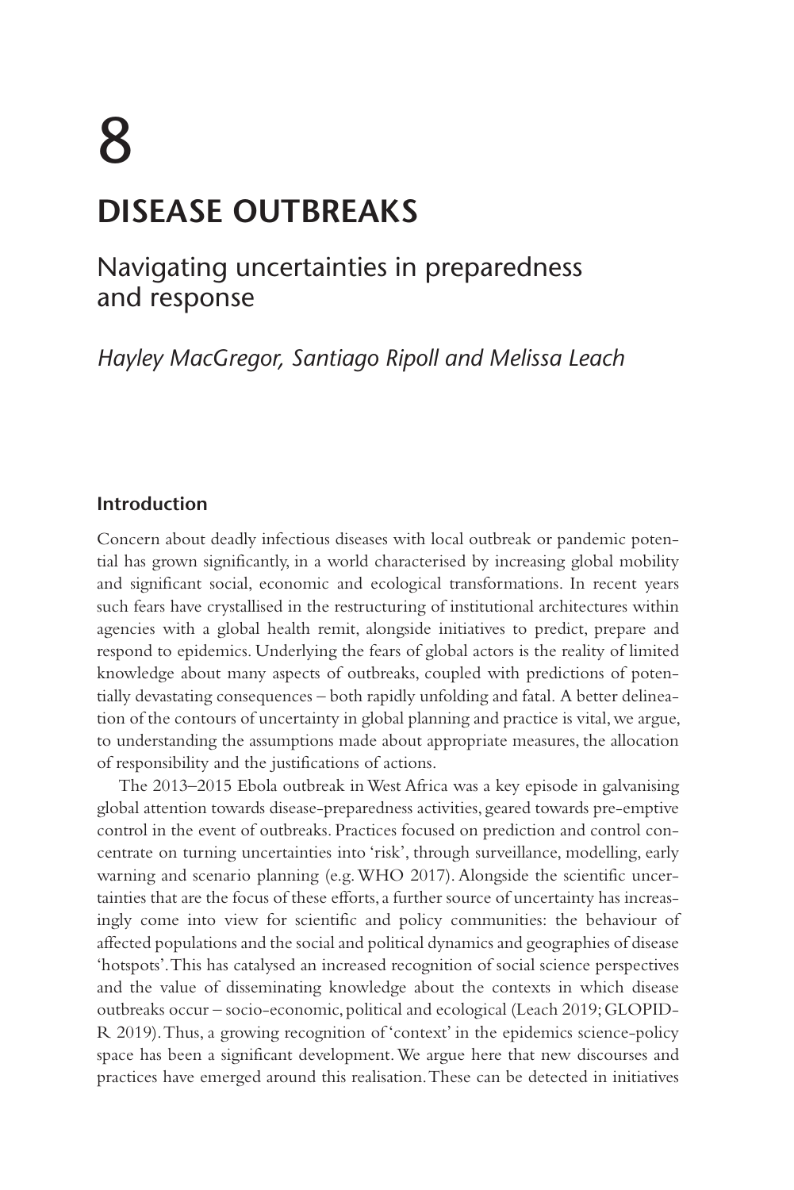# 8

# DISEASE OUTBREAKS

## Navigating uncertainties in preparedness and response

*Hayley MacGregor, Santiago Ripoll and Melissa Leach*

### Introduction

Concern about deadly infectious diseases with local outbreak or pandemic potential has grown significantly, in a world characterised by increasing global mobility and significant social, economic and ecological transformations. In recent years such fears have crystallised in the restructuring of institutional architectures within agencies with a global health remit, alongside initiatives to predict, prepare and respond to epidemics. Underlying the fears of global actors is the reality of limited knowledge about many aspects of outbreaks, coupled with predictions of potentially devastating consequences – both rapidly unfolding and fatal. A better delineation of the contours of uncertainty in global planning and practice is vital, we argue, to understanding the assumptions made about appropriate measures, the allocation of responsibility and the justifications of actions.

The 2013–2015 Ebola outbreak in West Africa was a key episode in galvanising global attention towards disease-preparedness activities, geared towards pre-emptive control in the event of outbreaks. Practices focused on prediction and control concentrate on turning uncertainties into 'risk', through surveillance, modelling, early warning and scenario planning (e.g. WHO 2017). Alongside the scientific uncertainties that are the focus of these efforts, a further source of uncertainty has increasingly come into view for scientific and policy communities: the behaviour of affected populations and the social and political dynamics and geographies of disease 'hotspots'. This has catalysed an increased recognition of social science perspectives and the value of disseminating knowledge about the contexts in which disease outbreaks occur – socio-economic, political and ecological (Leach 2019; GLOPID-R 2019). Thus, a growing recognition of 'context' in the epidemics science-policy space has been a significant development. We argue here that new discourses and practices have emerged around this realisation. These can be detected in initiatives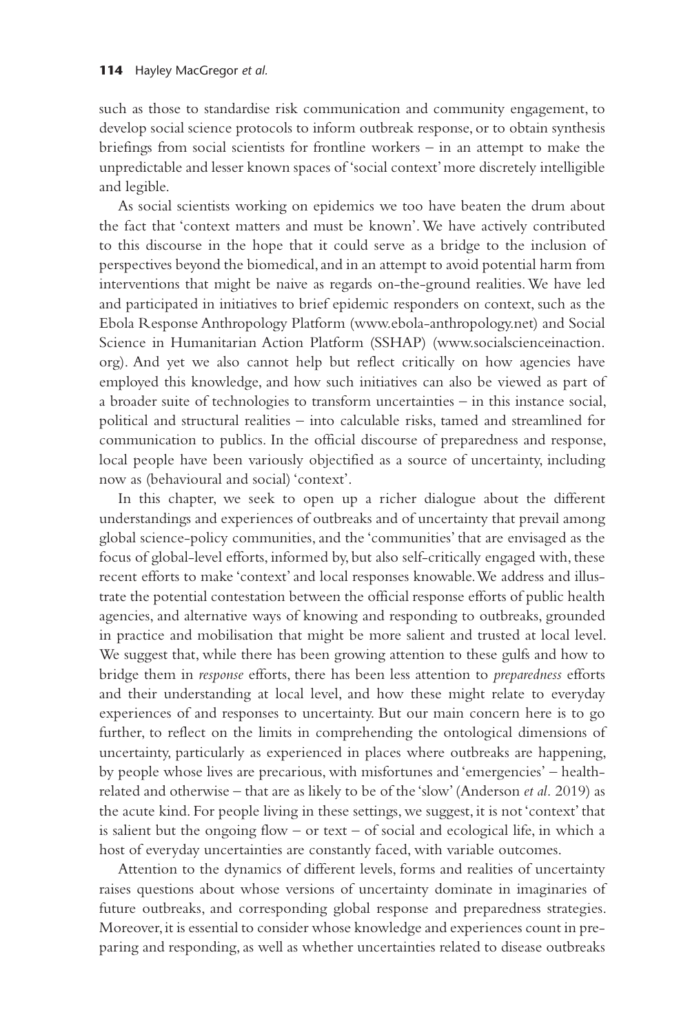such as those to standardise risk communication and community engagement, to develop social science protocols to inform outbreak response, or to obtain synthesis briefings from social scientists for frontline workers – in an attempt to make the unpredictable and lesser known spaces of 'social context' more discretely intelligible and legible.

As social scientists working on epidemics we too have beaten the drum about the fact that 'context matters and must be known'. We have actively contributed to this discourse in the hope that it could serve as a bridge to the inclusion of perspectives beyond the biomedical, and in an attempt to avoid potential harm from interventions that might be naive as regards on-the-ground realities. We have led and participated in initiatives to brief epidemic responders on context, such as the Ebola Response Anthropology Platform (www.ebola-anthropology.net) and Social Science in Humanitarian Action Platform (SSHAP) (www.socialscienceinaction.org). And yet we also cannot help but reflect critically on how agencies have employed this knowledge, and how such initiatives can also be viewed as part of a broader suite of technologies to transform uncertainties – in this instance social, political and structural realities – into calculable risks, tamed and streamlined for communication to publics. In the official discourse of preparedness and response, local people have been variously objectified as a source of uncertainty, including now as (behavioural and social) 'context'.

In this chapter, we seek to open up a richer dialogue about the different understandings and experiences of outbreaks and of uncertainty that prevail among global science-policy communities, and the 'communities' that are envisaged as the focus of global-level efforts, informed by, but also self-critically engaged with, these recent efforts to make 'context' and local responses knowable. We address and illustrate the potential contestation between the official response efforts of public health agencies, and alternative ways of knowing and responding to outbreaks, grounded in practice and mobilisation that might be more salient and trusted at local level. We suggest that, while there has been growing attention to these gulfs and how to bridge them in *response* efforts, there has been less attention to *preparedness* efforts and their understanding at local level, and how these might relate to everyday experiences of and responses to uncertainty. But our main concern here is to go further, to reflect on the limits in comprehending the ontological dimensions of uncertainty, particularly as experienced in places where outbreaks are happening, by people whose lives are precarious, with misfortunes and 'emergencies' – health-related and otherwise – that are as likely to be of the 'slow' (Anderson *et al.* 2019) as the acute kind. For people living in these settings, we suggest, it is not 'context' that is salient but the ongoing flow – or text – of social and ecological life, in which a host of everyday uncertainties are constantly faced, with variable outcomes.

Attention to the dynamics of different levels, forms and realities of uncertainty raises questions about whose versions of uncertainty dominate in imaginaries of future outbreaks, and corresponding global response and preparedness strategies. Moreover, it is essential to consider whose knowledge and experiences count in preparing and responding, as well as whether uncertainties related to disease outbreaks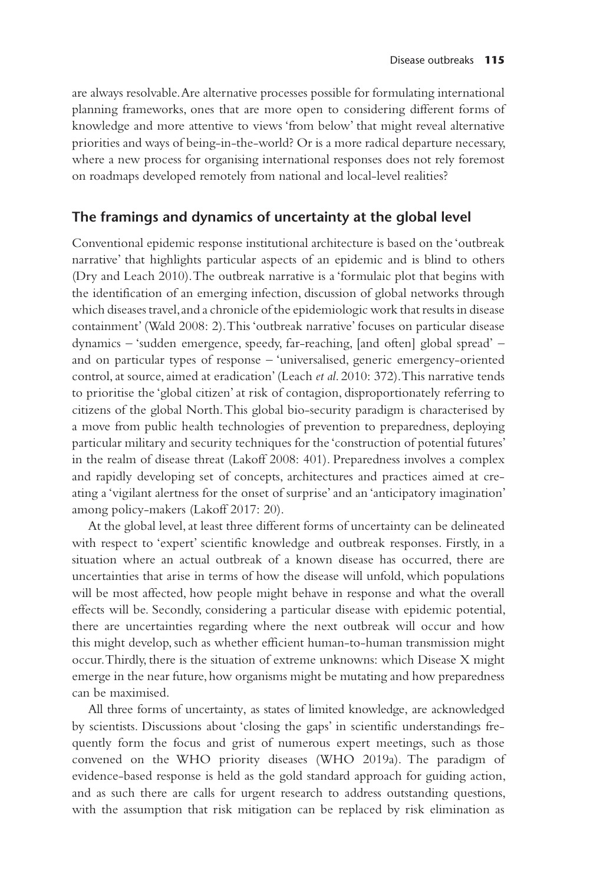are always resolvable. Are alternative processes possible for formulating international planning frameworks, ones that are more open to considering different forms of knowledge and more attentive to views 'from below' that might reveal alternative priorities and ways of being-in-the-world? Or is a more radical departure necessary, where a new process for organising international responses does not rely foremost on roadmaps developed remotely from national and local-level realities?

## The framings and dynamics of uncertainty at the global level

Conventional epidemic response institutional architecture is based on the 'outbreak narrative' that highlights particular aspects of an epidemic and is blind to others (Dry and Leach 2010). The outbreak narrative is a 'formulaic plot that begins with the identification of an emerging infection, discussion of global networks through which diseases travel, and a chronicle of the epidemiologic work that results in disease containment' (Wald 2008: 2). This 'outbreak narrative' focuses on particular disease dynamics – 'sudden emergence, speedy, far-reaching, [and often] global spread' – and on particular types of response – 'universalised, generic emergency-oriented control, at source, aimed at eradication' (Leach *et al.* 2010: 372). This narrative tends to prioritise the 'global citizen' at risk of contagion, disproportionately referring to citizens of the global North. This global bio-security paradigm is characterised by a move from public health technologies of prevention to preparedness, deploying particular military and security techniques for the 'construction of potential futures' in the realm of disease threat (Lakoff 2008: 401). Preparedness involves a complex and rapidly developing set of concepts, architectures and practices aimed at creating a 'vigilant alertness for the onset of surprise' and an 'anticipatory imagination' among policy-makers (Lakoff 2017: 20).

At the global level, at least three different forms of uncertainty can be delineated with respect to 'expert' scientific knowledge and outbreak responses. Firstly, in a situation where an actual outbreak of a known disease has occurred, there are uncertainties that arise in terms of how the disease will unfold, which populations will be most affected, how people might behave in response and what the overall effects will be. Secondly, considering a particular disease with epidemic potential, there are uncertainties regarding where the next outbreak will occur and how this might develop, such as whether efficient human-to-human transmission might occur. Thirdly, there is the situation of extreme unknowns: which Disease X might emerge in the near future, how organisms might be mutating and how preparedness can be maximised.

All three forms of uncertainty, as states of limited knowledge, are acknowledged by scientists. Discussions about 'closing the gaps' in scientific understandings frequently form the focus and grist of numerous expert meetings, such as those convened on the WHO priority diseases (WHO 2019a). The paradigm of evidence-based response is held as the gold standard approach for guiding action, and as such there are calls for urgent research to address outstanding questions, with the assumption that risk mitigation can be replaced by risk elimination as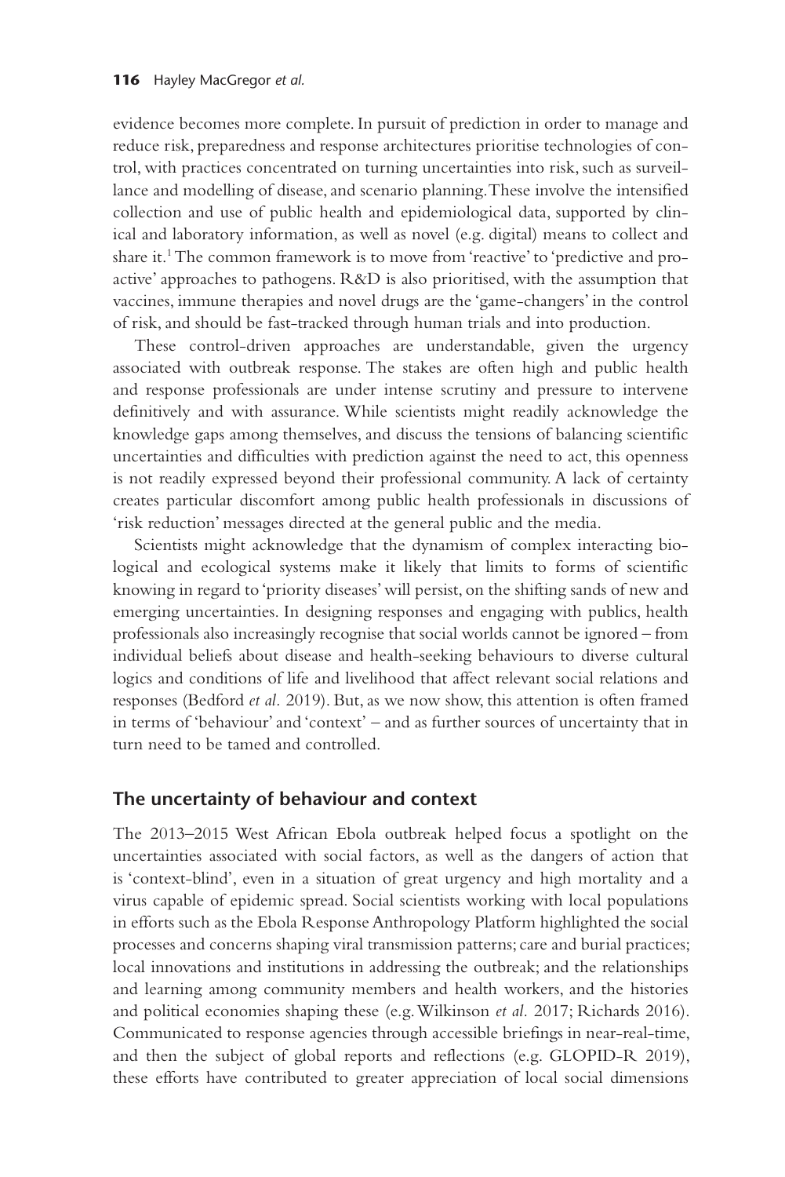evidence becomes more complete. In pursuit of prediction in order to manage and reduce risk, preparedness and response architectures prioritise technologies of control, with practices concentrated on turning uncertainties into risk, such as surveillance and modelling of disease, and scenario planning. These involve the intensified collection and use of public health and epidemiological data, supported by clinical and laboratory information, as well as novel (e.g. digital) means to collect and share it.[1] The common framework is to move from 'reactive' to 'predictive and proactive' approaches to pathogens. R&D is also prioritised, with the assumption that vaccines, immune therapies and novel drugs are the 'game-changers' in the control of risk, and should be fast-tracked through human trials and into production.

These control-driven approaches are understandable, given the urgency associated with outbreak response. The stakes are often high and public health and response professionals are under intense scrutiny and pressure to intervene definitively and with assurance. While scientists might readily acknowledge the knowledge gaps among themselves, and discuss the tensions of balancing scientific uncertainties and difficulties with prediction against the need to act, this openness is not readily expressed beyond their professional community. A lack of certainty creates particular discomfort among public health professionals in discussions of 'risk reduction' messages directed at the general public and the media.

Scientists might acknowledge that the dynamism of complex interacting biological and ecological systems make it likely that limits to forms of scientific knowing in regard to 'priority diseases' will persist, on the shifting sands of new and emerging uncertainties. In designing responses and engaging with publics, health professionals also increasingly recognise that social worlds cannot be ignored – from individual beliefs about disease and health-seeking behaviours to diverse cultural logics and conditions of life and livelihood that affect relevant social relations and responses (Bedford *et al.* 2019). But, as we now show, this attention is often framed in terms of 'behaviour' and 'context' – and as further sources of uncertainty that in turn need to be tamed and controlled.

## The uncertainty of behaviour and context

The 2013–2015 West African Ebola outbreak helped focus a spotlight on the uncertainties associated with social factors, as well as the dangers of action that is 'context-blind', even in a situation of great urgency and high mortality and a virus capable of epidemic spread. Social scientists working with local populations in efforts such as the Ebola Response Anthropology Platform highlighted the social processes and concerns shaping viral transmission patterns; care and burial practices; local innovations and institutions in addressing the outbreak; and the relationships and learning among community members and health workers, and the histories and political economies shaping these (e.g. Wilkinson *et al.* 2017; Richards 2016). Communicated to response agencies through accessible briefings in near-real-time, and then the subject of global reports and reflections (e.g. GLOPID-R 2019), these efforts have contributed to greater appreciation of local social dimensions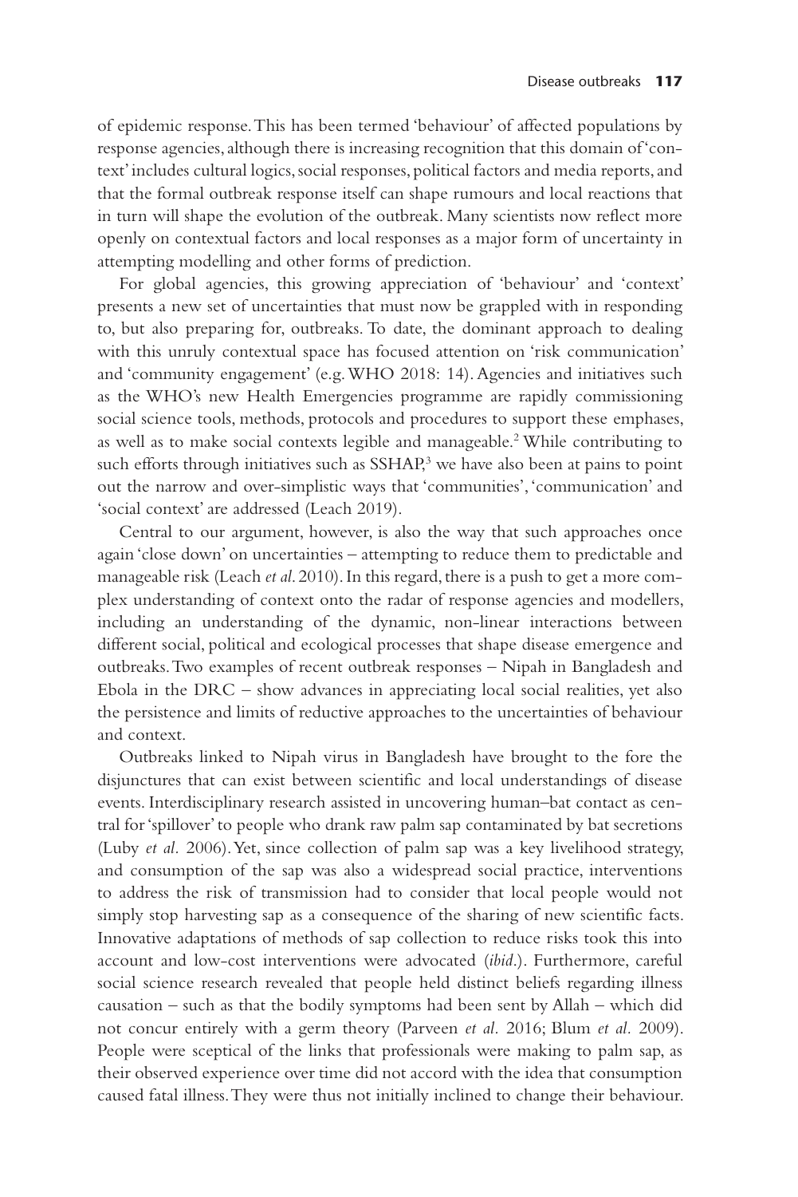of epidemic response. This has been termed 'behaviour' of affected populations by response agencies, although there is increasing recognition that this domain of 'context' includes cultural logics, social responses, political factors and media reports, and that the formal outbreak response itself can shape rumours and local reactions that in turn will shape the evolution of the outbreak. Many scientists now reflect more openly on contextual factors and local responses as a major form of uncertainty in attempting modelling and other forms of prediction.

For global agencies, this growing appreciation of 'behaviour' and 'context' presents a new set of uncertainties that must now be grappled with in responding to, but also preparing for, outbreaks. To date, the dominant approach to dealing with this unruly contextual space has focused attention on 'risk communication' and 'community engagement' (e.g. WHO 2018: 14). Agencies and initiatives such as the WHO's new Health Emergencies programme are rapidly commissioning social science tools, methods, protocols and procedures to support these emphases, as well as to make social contexts legible and manageable.[2] While contributing to such efforts through initiatives such as SSHAP,[3] we have also been at pains to point out the narrow and over-simplistic ways that 'communities', 'communication' and 'social context' are addressed (Leach 2019).

Central to our argument, however, is also the way that such approaches once again 'close down' on uncertainties – attempting to reduce them to predictable and manageable risk (Leach *et al.* 2010). In this regard, there is a push to get a more complex understanding of context onto the radar of response agencies and modellers, including an understanding of the dynamic, non-linear interactions between different social, political and ecological processes that shape disease emergence and outbreaks. Two examples of recent outbreak responses – Nipah in Bangladesh and Ebola in the DRC – show advances in appreciating local social realities, yet also the persistence and limits of reductive approaches to the uncertainties of behaviour and context.

Outbreaks linked to Nipah virus in Bangladesh have brought to the fore the disjunctures that can exist between scientific and local understandings of disease events. Interdisciplinary research assisted in uncovering human–bat contact as central for 'spillover' to people who drank raw palm sap contaminated by bat secretions (Luby *et al.* 2006). Yet, since collection of palm sap was a key livelihood strategy, and consumption of the sap was also a widespread social practice, interventions to address the risk of transmission had to consider that local people would not simply stop harvesting sap as a consequence of the sharing of new scientific facts. Innovative adaptations of methods of sap collection to reduce risks took this into account and low-cost interventions were advocated (*ibid.*). Furthermore, careful social science research revealed that people held distinct beliefs regarding illness causation – such as that the bodily symptoms had been sent by Allah – which did not concur entirely with a germ theory (Parveen *et al.* 2016; Blum *et al.* 2009). People were sceptical of the links that professionals were making to palm sap, as their observed experience over time did not accord with the idea that consumption caused fatal illness. They were thus not initially inclined to change their behaviour.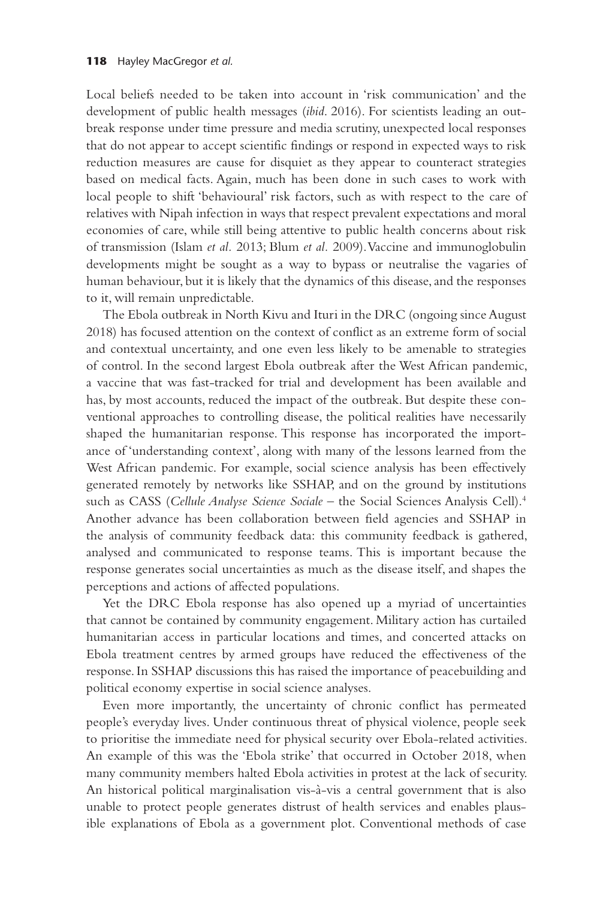Local beliefs needed to be taken into account in 'risk communication' and the development of public health messages (*ibid*. 2016). For scientists leading an outbreak response under time pressure and media scrutiny, unexpected local responses that do not appear to accept scientific findings or respond in expected ways to risk reduction measures are cause for disquiet as they appear to counteract strategies based on medical facts. Again, much has been done in such cases to work with local people to shift 'behavioural' risk factors, such as with respect to the care of relatives with Nipah infection in ways that respect prevalent expectations and moral economies of care, while still being attentive to public health concerns about risk of transmission (Islam *et al.* 2013; Blum *et al.* 2009). Vaccine and immunoglobulin developments might be sought as a way to bypass or neutralise the vagaries of human behaviour, but it is likely that the dynamics of this disease, and the responses to it, will remain unpredictable.

The Ebola outbreak in North Kivu and Ituri in the DRC (ongoing since August 2018) has focused attention on the context of conflict as an extreme form of social and contextual uncertainty, and one even less likely to be amenable to strategies of control. In the second largest Ebola outbreak after the West African pandemic, a vaccine that was fast-tracked for trial and development has been available and has, by most accounts, reduced the impact of the outbreak. But despite these conventional approaches to controlling disease, the political realities have necessarily shaped the humanitarian response. This response has incorporated the importance of 'understanding context', along with many of the lessons learned from the West African pandemic. For example, social science analysis has been effectively generated remotely by networks like SSHAP, and on the ground by institutions such as CASS (*Cellule Analyse Science Sociale* – the Social Sciences Analysis Cell).[4] Another advance has been collaboration between field agencies and SSHAP in the analysis of community feedback data: this community feedback is gathered, analysed and communicated to response teams. This is important because the response generates social uncertainties as much as the disease itself, and shapes the perceptions and actions of affected populations.

Yet the DRC Ebola response has also opened up a myriad of uncertainties that cannot be contained by community engagement. Military action has curtailed humanitarian access in particular locations and times, and concerted attacks on Ebola treatment centres by armed groups have reduced the effectiveness of the response. In SSHAP discussions this has raised the importance of peacebuilding and political economy expertise in social science analyses.

Even more importantly, the uncertainty of chronic conflict has permeated people's everyday lives. Under continuous threat of physical violence, people seek to prioritise the immediate need for physical security over Ebola-related activities. An example of this was the 'Ebola strike' that occurred in October 2018, when many community members halted Ebola activities in protest at the lack of security. An historical political marginalisation vis-à-vis a central government that is also unable to protect people generates distrust of health services and enables plausible explanations of Ebola as a government plot. Conventional methods of case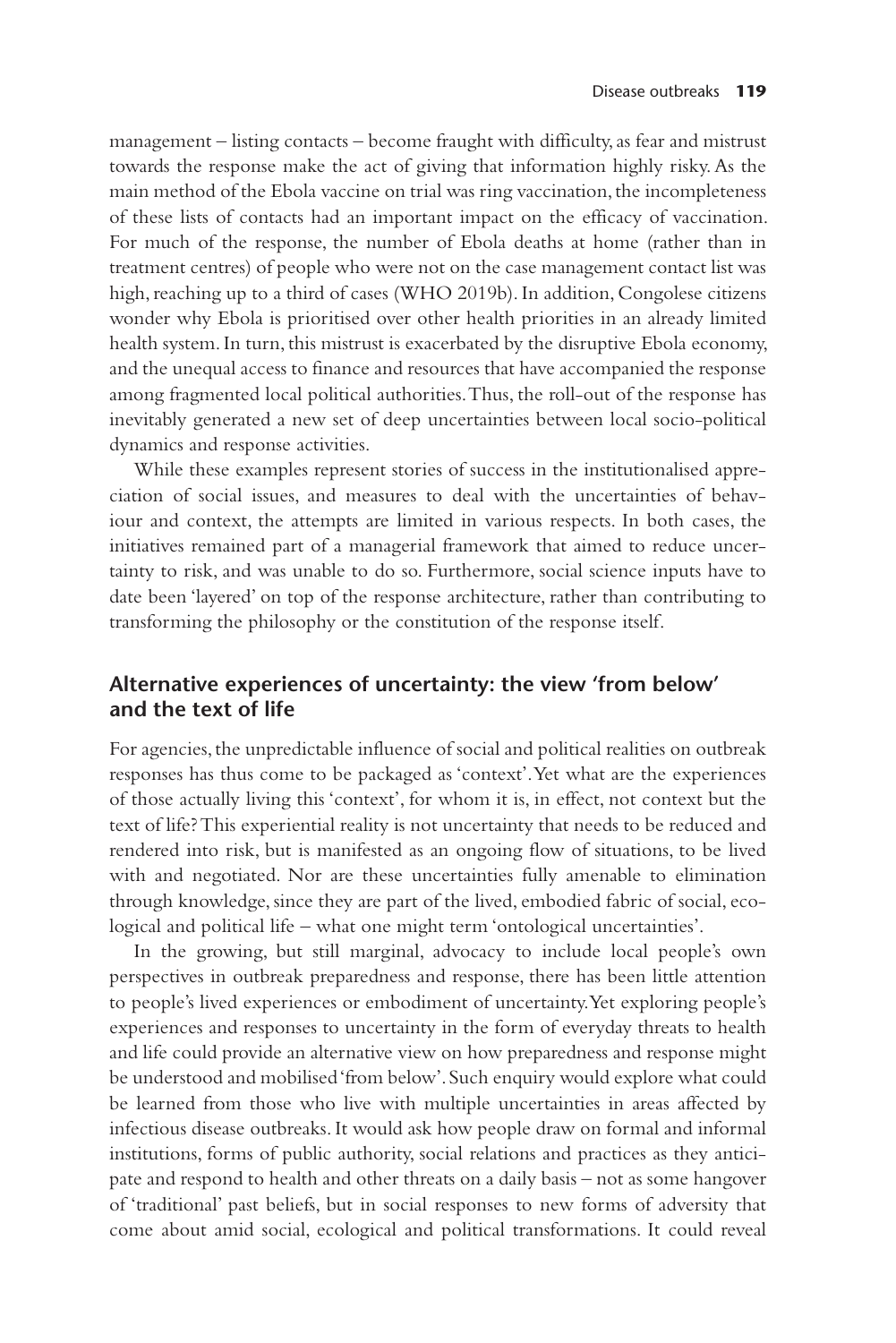management – listing contacts – become fraught with difficulty, as fear and mistrust towards the response make the act of giving that information highly risky. As the main method of the Ebola vaccine on trial was ring vaccination, the incompleteness of these lists of contacts had an important impact on the efficacy of vaccination. For much of the response, the number of Ebola deaths at home (rather than in treatment centres) of people who were not on the case management contact list was high, reaching up to a third of cases (WHO 2019b). In addition, Congolese citizens wonder why Ebola is prioritised over other health priorities in an already limited health system. In turn, this mistrust is exacerbated by the disruptive Ebola economy, and the unequal access to finance and resources that have accompanied the response among fragmented local political authorities. Thus, the roll-out of the response has inevitably generated a new set of deep uncertainties between local socio-political dynamics and response activities.

While these examples represent stories of success in the institutionalised appreciation of social issues, and measures to deal with the uncertainties of behaviour and context, the attempts are limited in various respects. In both cases, the initiatives remained part of a managerial framework that aimed to reduce uncertainty to risk, and was unable to do so. Furthermore, social science inputs have to date been 'layered' on top of the response architecture, rather than contributing to transforming the philosophy or the constitution of the response itself.

## Alternative experiences of uncertainty: the view 'from below' and the text of life

For agencies, the unpredictable influence of social and political realities on outbreak responses has thus come to be packaged as 'context'. Yet what are the experiences of those actually living this 'context', for whom it is, in effect, not context but the text of life? This experiential reality is not uncertainty that needs to be reduced and rendered into risk, but is manifested as an ongoing flow of situations, to be lived with and negotiated. Nor are these uncertainties fully amenable to elimination through knowledge, since they are part of the lived, embodied fabric of social, ecological and political life – what one might term 'ontological uncertainties'.

In the growing, but still marginal, advocacy to include local people's own perspectives in outbreak preparedness and response, there has been little attention to people's lived experiences or embodiment of uncertainty. Yet exploring people's experiences and responses to uncertainty in the form of everyday threats to health and life could provide an alternative view on how preparedness and response might be understood and mobilised 'from below'. Such enquiry would explore what could be learned from those who live with multiple uncertainties in areas affected by infectious disease outbreaks. It would ask how people draw on formal and informal institutions, forms of public authority, social relations and practices as they anticipate and respond to health and other threats on a daily basis – not as some hangover of 'traditional' past beliefs, but in social responses to new forms of adversity that come about amid social, ecological and political transformations. It could reveal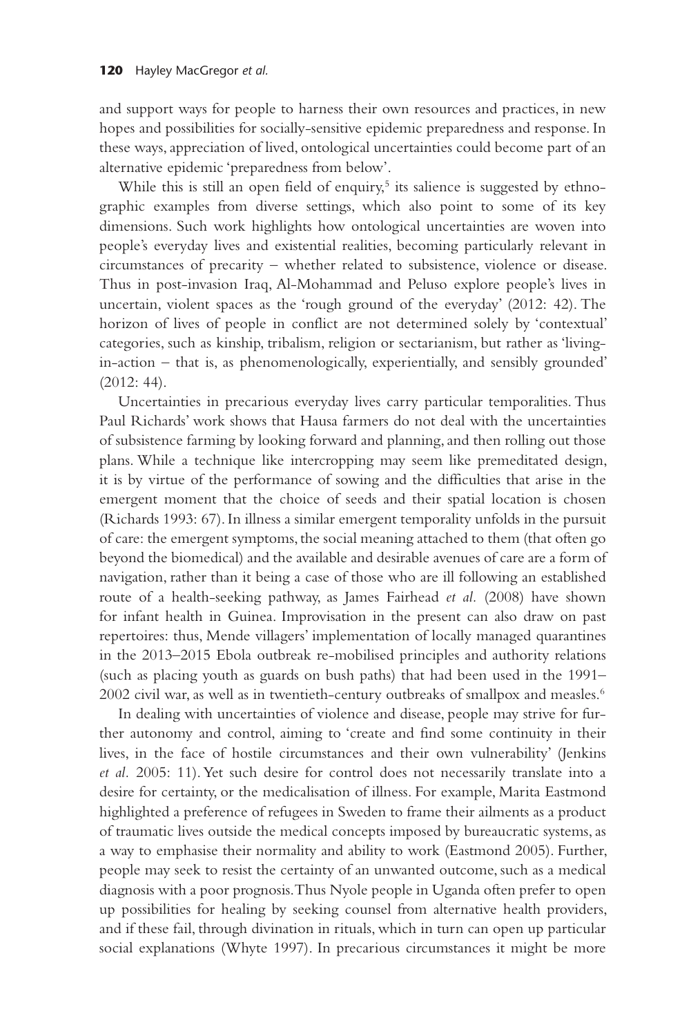and support ways for people to harness their own resources and practices, in new hopes and possibilities for socially-sensitive epidemic preparedness and response. In these ways, appreciation of lived, ontological uncertainties could become part of an alternative epidemic 'preparedness from below'.

While this is still an open field of enquiry,[5] its salience is suggested by ethnographic examples from diverse settings, which also point to some of its key dimensions. Such work highlights how ontological uncertainties are woven into people's everyday lives and existential realities, becoming particularly relevant in circumstances of precarity – whether related to subsistence, violence or disease. Thus in post-invasion Iraq, Al-Mohammad and Peluso explore people's lives in uncertain, violent spaces as the 'rough ground of the everyday' (2012: 42). The horizon of lives of people in conflict are not determined solely by 'contextual' categories, such as kinship, tribalism, religion or sectarianism, but rather as 'living-in-action – that is, as phenomenologically, experientially, and sensibly grounded' (2012: 44).

Uncertainties in precarious everyday lives carry particular temporalities. Thus Paul Richards' work shows that Hausa farmers do not deal with the uncertainties of subsistence farming by looking forward and planning, and then rolling out those plans. While a technique like intercropping may seem like premeditated design, it is by virtue of the performance of sowing and the difficulties that arise in the emergent moment that the choice of seeds and their spatial location is chosen (Richards 1993: 67). In illness a similar emergent temporality unfolds in the pursuit of care: the emergent symptoms, the social meaning attached to them (that often go beyond the biomedical) and the available and desirable avenues of care are a form of navigation, rather than it being a case of those who are ill following an established route of a health-seeking pathway, as James Fairhead *et al.* (2008) have shown for infant health in Guinea. Improvisation in the present can also draw on past repertoires: thus, Mende villagers' implementation of locally managed quarantines in the 2013–2015 Ebola outbreak re-mobilised principles and authority relations (such as placing youth as guards on bush paths) that had been used in the 1991–2002 civil war, as well as in twentieth-century outbreaks of smallpox and measles.[6]

In dealing with uncertainties of violence and disease, people may strive for further autonomy and control, aiming to 'create and find some continuity in their lives, in the face of hostile circumstances and their own vulnerability' (Jenkins *et al.* 2005: 11). Yet such desire for control does not necessarily translate into a desire for certainty, or the medicalisation of illness. For example, Marita Eastmond highlighted a preference of refugees in Sweden to frame their ailments as a product of traumatic lives outside the medical concepts imposed by bureaucratic systems, as a way to emphasise their normality and ability to work (Eastmond 2005). Further, people may seek to resist the certainty of an unwanted outcome, such as a medical diagnosis with a poor prognosis. Thus Nyole people in Uganda often prefer to open up possibilities for healing by seeking counsel from alternative health providers, and if these fail, through divination in rituals, which in turn can open up particular social explanations (Whyte 1997). In precarious circumstances it might be more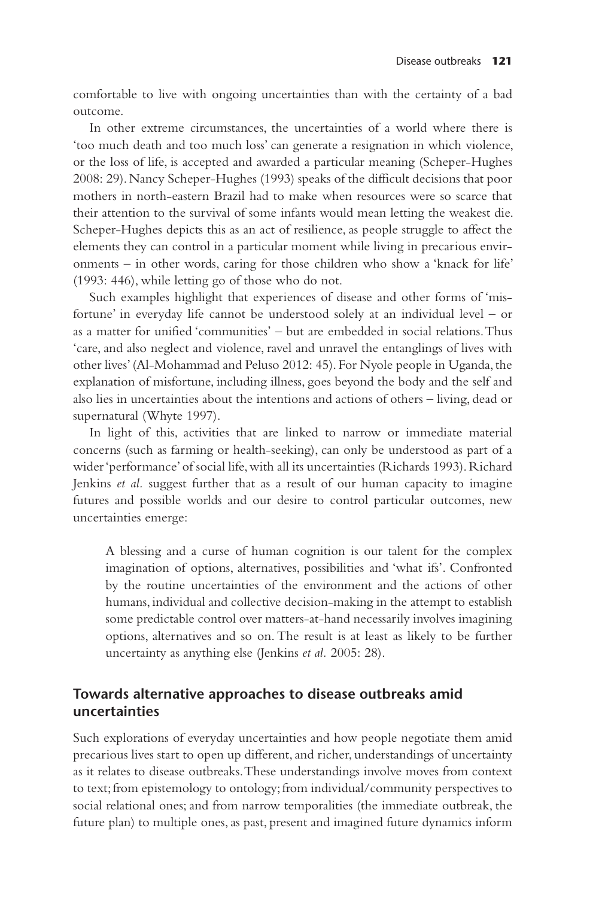comfortable to live with ongoing uncertainties than with the certainty of a bad outcome.

In other extreme circumstances, the uncertainties of a world where there is 'too much death and too much loss' can generate a resignation in which violence, or the loss of life, is accepted and awarded a particular meaning (Scheper-Hughes 2008: 29). Nancy Scheper-Hughes (1993) speaks of the difficult decisions that poor mothers in north-eastern Brazil had to make when resources were so scarce that their attention to the survival of some infants would mean letting the weakest die. Scheper-Hughes depicts this as an act of resilience, as people struggle to affect the elements they can control in a particular moment while living in precarious environments – in other words, caring for those children who show a 'knack for life' (1993: 446), while letting go of those who do not.

Such examples highlight that experiences of disease and other forms of 'misfortune' in everyday life cannot be understood solely at an individual level – or as a matter for unified 'communities' – but are embedded in social relations. Thus 'care, and also neglect and violence, ravel and unravel the entanglings of lives with other lives' (Al-Mohammad and Peluso 2012: 45). For Nyole people in Uganda, the explanation of misfortune, including illness, goes beyond the body and the self and also lies in uncertainties about the intentions and actions of others – living, dead or supernatural (Whyte 1997).

In light of this, activities that are linked to narrow or immediate material concerns (such as farming or health-seeking), can only be understood as part of a wider 'performance' of social life, with all its uncertainties (Richards 1993). Richard Jenkins *et al.* suggest further that as a result of our human capacity to imagine futures and possible worlds and our desire to control particular outcomes, new uncertainties emerge:

> A blessing and a curse of human cognition is our talent for the complex imagination of options, alternatives, possibilities and 'what ifs'. Confronted by the routine uncertainties of the environment and the actions of other humans, individual and collective decision-making in the attempt to establish some predictable control over matters-at-hand necessarily involves imagining options, alternatives and so on. The result is at least as likely to be further uncertainty as anything else (Jenkins *et al.* 2005: 28).

## Towards alternative approaches to disease outbreaks amid uncertainties

Such explorations of everyday uncertainties and how people negotiate them amid precarious lives start to open up different, and richer, understandings of uncertainty as it relates to disease outbreaks. These understandings involve moves from context to text; from epistemology to ontology; from individual/community perspectives to social relational ones; and from narrow temporalities (the immediate outbreak, the future plan) to multiple ones, as past, present and imagined future dynamics inform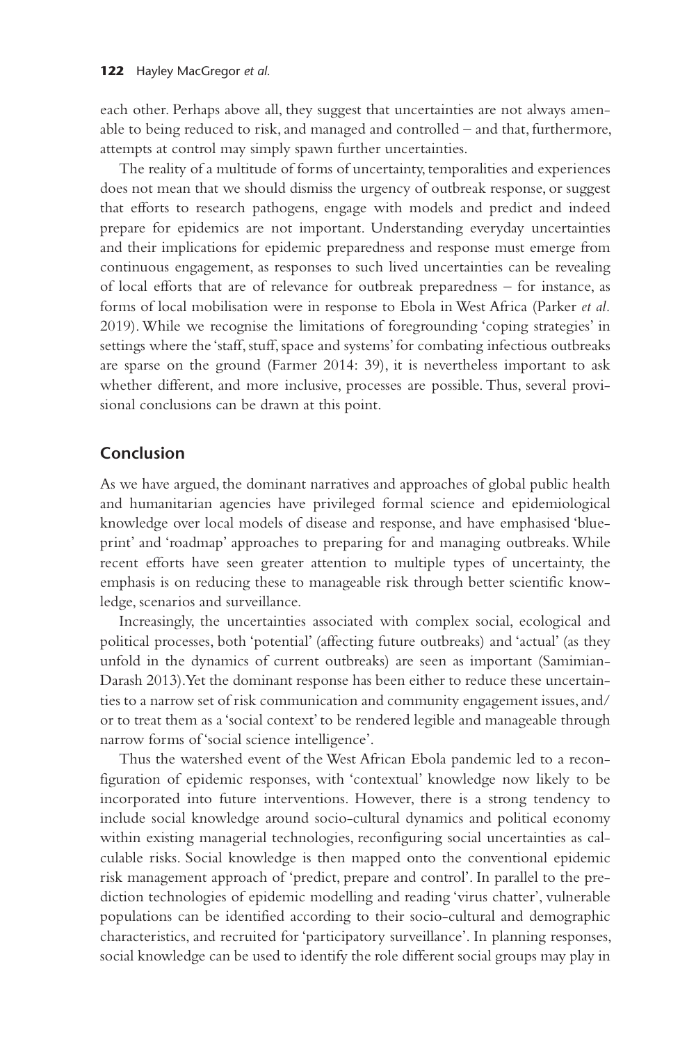each other. Perhaps above all, they suggest that uncertainties are not always amenable to being reduced to risk, and managed and controlled – and that, furthermore, attempts at control may simply spawn further uncertainties.

The reality of a multitude of forms of uncertainty, temporalities and experiences does not mean that we should dismiss the urgency of outbreak response, or suggest that efforts to research pathogens, engage with models and predict and indeed prepare for epidemics are not important. Understanding everyday uncertainties and their implications for epidemic preparedness and response must emerge from continuous engagement, as responses to such lived uncertainties can be revealing of local efforts that are of relevance for outbreak preparedness – for instance, as forms of local mobilisation were in response to Ebola in West Africa (Parker *et al.* 2019). While we recognise the limitations of foregrounding 'coping strategies' in settings where the 'staff, stuff, space and systems' for combating infectious outbreaks are sparse on the ground (Farmer 2014: 39), it is nevertheless important to ask whether different, and more inclusive, processes are possible. Thus, several provisional conclusions can be drawn at this point.

## Conclusion

As we have argued, the dominant narratives and approaches of global public health and humanitarian agencies have privileged formal science and epidemiological knowledge over local models of disease and response, and have emphasised 'blueprint' and 'roadmap' approaches to preparing for and managing outbreaks. While recent efforts have seen greater attention to multiple types of uncertainty, the emphasis is on reducing these to manageable risk through better scientific knowledge, scenarios and surveillance.

Increasingly, the uncertainties associated with complex social, ecological and political processes, both 'potential' (affecting future outbreaks) and 'actual' (as they unfold in the dynamics of current outbreaks) are seen as important (Samimian-Darash 2013). Yet the dominant response has been either to reduce these uncertainties to a narrow set of risk communication and community engagement issues, and/or to treat them as a 'social context' to be rendered legible and manageable through narrow forms of 'social science intelligence'.

Thus the watershed event of the West African Ebola pandemic led to a reconfiguration of epidemic responses, with 'contextual' knowledge now likely to be incorporated into future interventions. However, there is a strong tendency to include social knowledge around socio-cultural dynamics and political economy within existing managerial technologies, reconfiguring social uncertainties as calculable risks. Social knowledge is then mapped onto the conventional epidemic risk management approach of 'predict, prepare and control'. In parallel to the prediction technologies of epidemic modelling and reading 'virus chatter', vulnerable populations can be identified according to their socio-cultural and demographic characteristics, and recruited for 'participatory surveillance'. In planning responses, social knowledge can be used to identify the role different social groups may play in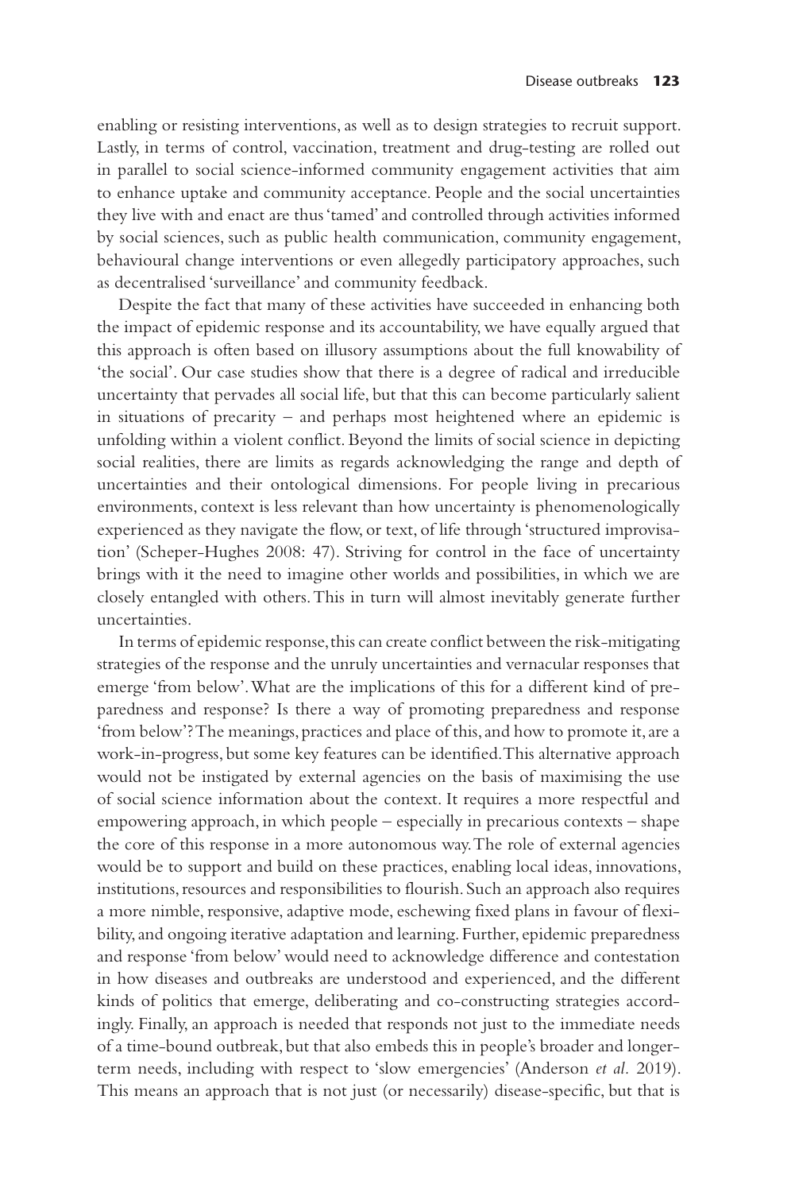enabling or resisting interventions, as well as to design strategies to recruit support. Lastly, in terms of control, vaccination, treatment and drug-testing are rolled out in parallel to social science-informed community engagement activities that aim to enhance uptake and community acceptance. People and the social uncertainties they live with and enact are thus 'tamed' and controlled through activities informed by social sciences, such as public health communication, community engagement, behavioural change interventions or even allegedly participatory approaches, such as decentralised 'surveillance' and community feedback.

Despite the fact that many of these activities have succeeded in enhancing both the impact of epidemic response and its accountability, we have equally argued that this approach is often based on illusory assumptions about the full knowability of 'the social'. Our case studies show that there is a degree of radical and irreducible uncertainty that pervades all social life, but that this can become particularly salient in situations of precarity – and perhaps most heightened where an epidemic is unfolding within a violent conflict. Beyond the limits of social science in depicting social realities, there are limits as regards acknowledging the range and depth of uncertainties and their ontological dimensions. For people living in precarious environments, context is less relevant than how uncertainty is phenomenologically experienced as they navigate the flow, or text, of life through 'structured improvisation' (Scheper-Hughes 2008: 47). Striving for control in the face of uncertainty brings with it the need to imagine other worlds and possibilities, in which we are closely entangled with others. This in turn will almost inevitably generate further uncertainties.

In terms of epidemic response, this can create conflict between the risk-mitigating strategies of the response and the unruly uncertainties and vernacular responses that emerge 'from below'. What are the implications of this for a different kind of preparedness and response? Is there a way of promoting preparedness and response 'from below'? The meanings, practices and place of this, and how to promote it, are a work-in-progress, but some key features can be identified. This alternative approach would not be instigated by external agencies on the basis of maximising the use of social science information about the context. It requires a more respectful and empowering approach, in which people – especially in precarious contexts – shape the core of this response in a more autonomous way. The role of external agencies would be to support and build on these practices, enabling local ideas, innovations, institutions, resources and responsibilities to flourish. Such an approach also requires a more nimble, responsive, adaptive mode, eschewing fixed plans in favour of flexibility, and ongoing iterative adaptation and learning. Further, epidemic preparedness and response 'from below' would need to acknowledge difference and contestation in how diseases and outbreaks are understood and experienced, and the different kinds of politics that emerge, deliberating and co-constructing strategies accordingly. Finally, an approach is needed that responds not just to the immediate needs of a time-bound outbreak, but that also embeds this in people's broader and longer-term needs, including with respect to 'slow emergencies' (Anderson *et al.* 2019). This means an approach that is not just (or necessarily) disease-specific, but that is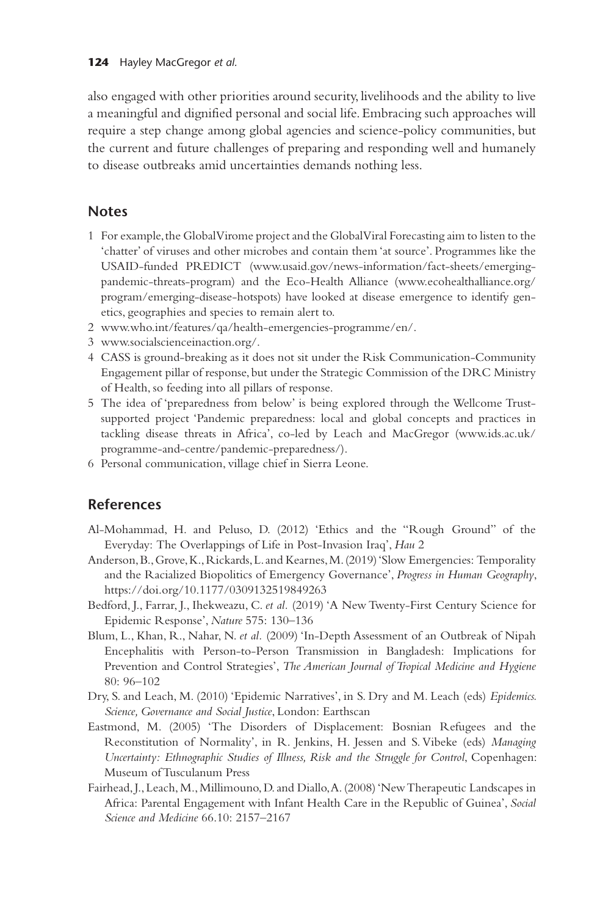also engaged with other priorities around security, livelihoods and the ability to live a meaningful and dignified personal and social life. Embracing such approaches will require a step change among global agencies and science-policy communities, but the current and future challenges of preparing and responding well and humanely to disease outbreaks amid uncertainties demands nothing less.

## Notes

1 For example, the GlobalVirome project and the GlobalViral Forecasting aim to listen to the 'chatter' of viruses and other microbes and contain them 'at source'. Programmes like the USAID-funded PREDICT (www.usaid.gov/news-information/fact-sheets/emerging-pandemic-threats-program) and the Eco-Health Alliance (www.ecohealthalliance.org/program/emerging-disease-hotspots) have looked at disease emergence to identify genetics, geographies and species to remain alert to.
2 www.who.int/features/qa/health-emergencies-programme/en/.
3 www.socialscienceinaction.org/.
4 CASS is ground-breaking as it does not sit under the Risk Communication-Community Engagement pillar of response, but under the Strategic Commission of the DRC Ministry of Health, so feeding into all pillars of response.
5 The idea of 'preparedness from below' is being explored through the Wellcome Trust-supported project 'Pandemic preparedness: local and global concepts and practices in tackling disease threats in Africa', co-led by Leach and MacGregor (www.ids.ac.uk/programme-and-centre/pandemic-preparedness/).
6 Personal communication, village chief in Sierra Leone.

## References

Al-Mohammad, H. and Peluso, D. (2012) 'Ethics and the "Rough Ground" of the Everyday: The Overlappings of Life in Post-Invasion Iraq', *Hau* 2

Anderson, B., Grove, K., Rickards, L. and Kearnes, M. (2019) 'Slow Emergencies: Temporality and the Racialized Biopolitics of Emergency Governance', *Progress in Human Geography*, https://doi.org/10.1177/0309132519849263

Bedford, J., Farrar, J., Ihekweazu, C. *et al.* (2019) 'A New Twenty-First Century Science for Epidemic Response', *Nature* 575: 130–136

Blum, L., Khan, R., Nahar, N. *et al.* (2009) 'In-Depth Assessment of an Outbreak of Nipah Encephalitis with Person-to-Person Transmission in Bangladesh: Implications for Prevention and Control Strategies', *The American Journal of Tropical Medicine and Hygiene* 80: 96–102

Dry, S. and Leach, M. (2010) 'Epidemic Narratives', in S. Dry and M. Leach (eds) *Epidemics. Science, Governance and Social Justice*, London: Earthscan

Eastmond, M. (2005) 'The Disorders of Displacement: Bosnian Refugees and the Reconstitution of Normality', in R. Jenkins, H. Jessen and S. Vibeke (eds) *Managing Uncertainty: Ethnographic Studies of Illness, Risk and the Struggle for Control*, Copenhagen: Museum of Tusculanum Press

Fairhead, J., Leach, M., Millimouno, D. and Diallo, A. (2008) 'New Therapeutic Landscapes in Africa: Parental Engagement with Infant Health Care in the Republic of Guinea', *Social Science and Medicine* 66.10: 2157–2167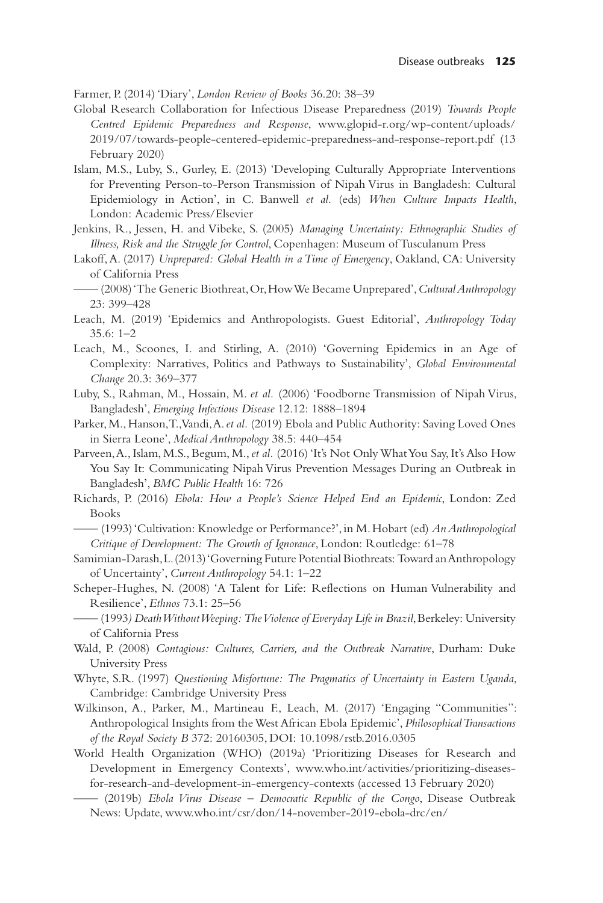Farmer, P. (2014) 'Diary', *London Review of Books* 36.20: 38–39

Global Research Collaboration for Infectious Disease Preparedness (2019) *Towards People Centred Epidemic Preparedness and Response*, www.glopid-r.org/wp-content/uploads/2019/07/towards-people-centered-epidemic-preparedness-and-response-report.pdf (13 February 2020)

Islam, M.S., Luby, S., Gurley, E. (2013) 'Developing Culturally Appropriate Interventions for Preventing Person-to-Person Transmission of Nipah Virus in Bangladesh: Cultural Epidemiology in Action', in C. Banwell *et al.* (eds) *When Culture Impacts Health*, London: Academic Press/Elsevier

Jenkins, R., Jessen, H. and Vibeke, S. (2005) *Managing Uncertainty: Ethnographic Studies of Illness, Risk and the Struggle for Control*, Copenhagen: Museum of Tusculanum Press

Lakoff, A. (2017) *Unprepared: Global Health in a Time of Emergency*, Oakland, CA: University of California Press

—— (2008) 'The Generic Biothreat, Or, How We Became Unprepared', *Cultural Anthropology* 23: 399–428

Leach, M. (2019) 'Epidemics and Anthropologists. Guest Editorial', *Anthropology Today* 35.6: 1–2

Leach, M., Scoones, I. and Stirling, A. (2010) 'Governing Epidemics in an Age of Complexity: Narratives, Politics and Pathways to Sustainability', *Global Environmental Change* 20.3: 369–377

Luby, S., Rahman, M., Hossain, M. *et al.* (2006) 'Foodborne Transmission of Nipah Virus, Bangladesh', *Emerging Infectious Disease* 12.12: 1888–1894

Parker, M., Hanson, T., Vandi, A. *et al.* (2019) Ebola and Public Authority: Saving Loved Ones in Sierra Leone', *Medical Anthropology* 38.5: 440–454

Parveen, A., Islam, M.S., Begum, M., *et al.* (2016) 'It's Not Only What You Say, It's Also How You Say It: Communicating Nipah Virus Prevention Messages During an Outbreak in Bangladesh', *BMC Public Health* 16: 726

Richards, P. (2016) *Ebola: How a People's Science Helped End an Epidemic*, London: Zed Books

—— (1993) 'Cultivation: Knowledge or Performance?', in M. Hobart (ed) *An Anthropological Critique of Development: The Growth of Ignorance*, London: Routledge: 61–78

Samimian-Darash, L. (2013) 'Governing Future Potential Biothreats: Toward an Anthropology of Uncertainty', *Current Anthropology* 54.1: 1–22

Scheper-Hughes, N. (2008) 'A Talent for Life: Reflections on Human Vulnerability and Resilience', *Ethnos* 73.1: 25–56

—— (1993) *Death Without Weeping: The Violence of Everyday Life in Brazil*, Berkeley: University of California Press

Wald, P. (2008) *Contagious: Cultures, Carriers, and the Outbreak Narrative*, Durham: Duke University Press

Whyte, S.R. (1997) *Questioning Misfortune: The Pragmatics of Uncertainty in Eastern Uganda*, Cambridge: Cambridge University Press

Wilkinson, A., Parker, M., Martineau F., Leach, M. (2017) 'Engaging "Communities": Anthropological Insights from the West African Ebola Epidemic', *Philosophical Transactions of the Royal Society B* 372: 20160305, DOI: 10.1098/rstb.2016.0305

World Health Organization (WHO) (2019a) 'Prioritizing Diseases for Research and Development in Emergency Contexts', www.who.int/activities/prioritizing-diseases-for-research-and-development-in-emergency-contexts (accessed 13 February 2020)

—— (2019b) *Ebola Virus Disease – Democratic Republic of the Congo*, Disease Outbreak News: Update, www.who.int/csr/don/14-november-2019-ebola-drc/en/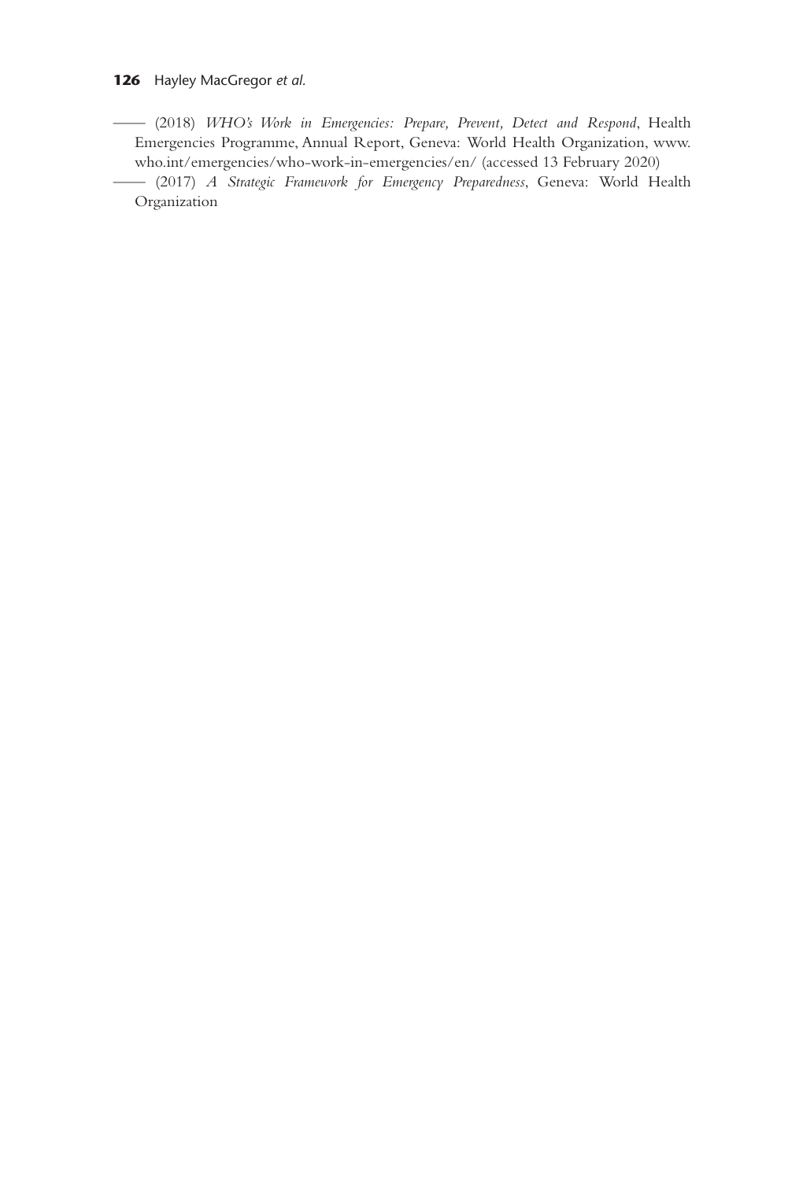—— (2018) *WHO's Work in Emergencies: Prepare, Prevent, Detect and Respond*, Health Emergencies Programme, Annual Report, Geneva: World Health Organization, www.who.int/emergencies/who-work-in-emergencies/en/ (accessed 13 February 2020)

—— (2017) *A Strategic Framework for Emergency Preparedness*, Geneva: World Health Organization